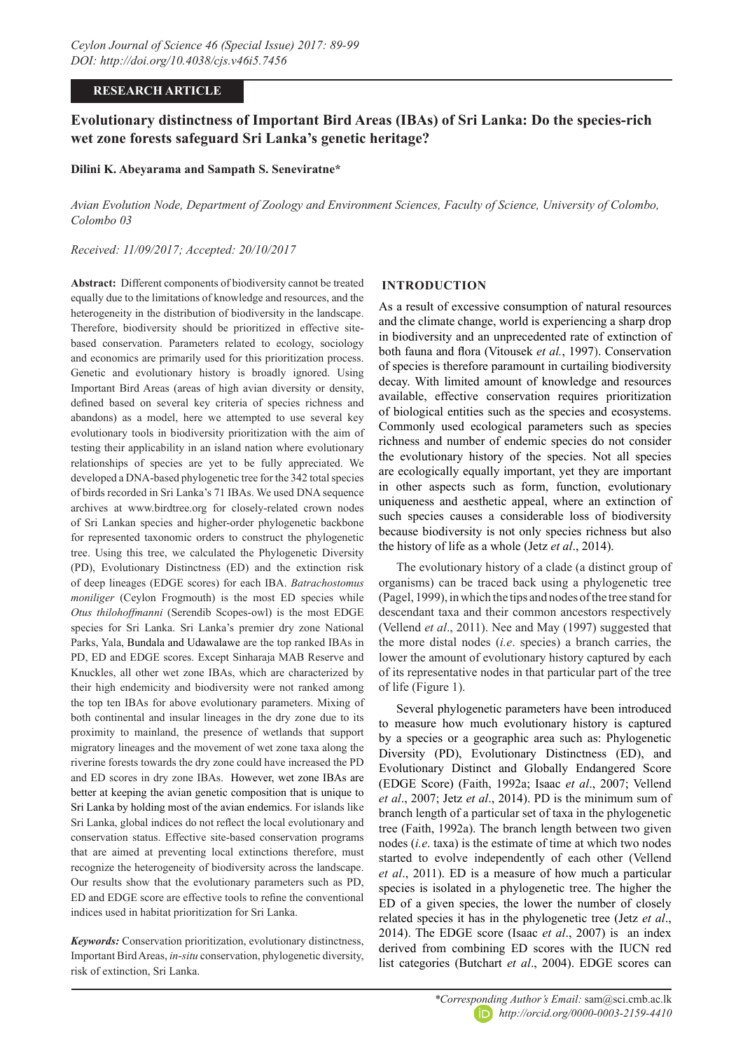**RESEARCH ARTICLE**

# Evolutionary distinctness of Important Bird Areas (IBAs) of Sri Lanka: Do the species-rich wet zone forests safeguard Sri Lanka's genetic heritage?

**Dilini K. Abeyarama and Sampath S. Seneviratne***

*Avian Evolution Node, Department of Zoology and Environment Sciences, Faculty of Science, University of Colombo, Colombo 03*

*Received: 11/09/2017; Accepted: 20/10/2017*

**Abstract:** Different components of biodiversity cannot be treated equally due to the limitations of knowledge and resources, and the heterogeneity in the distribution of biodiversity in the landscape. Therefore, biodiversity should be prioritized in effective site-based conservation. Parameters related to ecology, sociology and economics are primarily used for this prioritization process. Genetic and evolutionary history is broadly ignored. Using Important Bird Areas (areas of high avian diversity or density, defined based on several key criteria of species richness and abandons) as a model, here we attempted to use several key evolutionary tools in biodiversity prioritization with the aim of testing their applicability in an island nation where evolutionary relationships of species are yet to be fully appreciated. We developed a DNA-based phylogenetic tree for the 342 total species of birds recorded in Sri Lanka's 71 IBAs. We used DNA sequence archives at www.birdtree.org for closely-related crown nodes of Sri Lankan species and higher-order phylogenetic backbone for represented taxonomic orders to construct the phylogenetic tree. Using this tree, we calculated the Phylogenetic Diversity (PD), Evolutionary Distinctness (ED) and the extinction risk of deep lineages (EDGE scores) for each IBA. *Batrachostomus moniliger* (Ceylon Frogmouth) is the most ED species while *Otus thilohoffmanni* (Serendib Scopes-owl) is the most EDGE species for Sri Lanka. Sri Lanka's premier dry zone National Parks, Yala, Bundala and Udawalawe are the top ranked IBAs in PD, ED and EDGE scores. Except Sinharaja MAB Reserve and Knuckles, all other wet zone IBAs, which are characterized by their high endemicity and biodiversity were not ranked among the top ten IBAs for above evolutionary parameters. Mixing of both continental and insular lineages in the dry zone due to its proximity to mainland, the presence of wetlands that support migratory lineages and the movement of wet zone taxa along the riverine forests towards the dry zone could have increased the PD and ED scores in dry zone IBAs. However, wet zone IBAs are better at keeping the avian genetic composition that is unique to Sri Lanka by holding most of the avian endemics. For islands like Sri Lanka, global indices do not reflect the local evolutionary and conservation status. Effective site-based conservation programs that are aimed at preventing local extinctions therefore, must recognize the heterogeneity of biodiversity across the landscape. Our results show that the evolutionary parameters such as PD, ED and EDGE score are effective tools to refine the conventional indices used in habitat prioritization for Sri Lanka.

***Keywords:*** Conservation prioritization, evolutionary distinctness, Important Bird Areas, *in-situ* conservation, phylogenetic diversity, risk of extinction, Sri Lanka.

## INTRODUCTION

As a result of excessive consumption of natural resources and the climate change, world is experiencing a sharp drop in biodiversity and an unprecedented rate of extinction of both fauna and flora (Vitousek *et al.*, 1997). Conservation of species is therefore paramount in curtailing biodiversity decay. With limited amount of knowledge and resources available, effective conservation requires prioritization of biological entities such as the species and ecosystems. Commonly used ecological parameters such as species richness and number of endemic species do not consider the evolutionary history of the species. Not all species are ecologically equally important, yet they are important in other aspects such as form, function, evolutionary uniqueness and aesthetic appeal, where an extinction of such species causes a considerable loss of biodiversity because biodiversity is not only species richness but also the history of life as a whole (Jetz *et al*., 2014).

The evolutionary history of a clade (a distinct group of organisms) can be traced back using a phylogenetic tree (Pagel, 1999), in which the tips and nodes of the tree stand for descendant taxa and their common ancestors respectively (Vellend *et al*., 2011). Nee and May (1997) suggested that the more distal nodes (*i.e*. species) a branch carries, the lower the amount of evolutionary history captured by each of its representative nodes in that particular part of the tree of life (Figure 1).

Several phylogenetic parameters have been introduced to measure how much evolutionary history is captured by a species or a geographic area such as: Phylogenetic Diversity (PD), Evolutionary Distinctness (ED), and Evolutionary Distinct and Globally Endangered Score (EDGE Score) (Faith, 1992a; Isaac *et al*., 2007; Vellend *et al*., 2007; Jetz *et al*., 2014). PD is the minimum sum of branch length of a particular set of taxa in the phylogenetic tree (Faith, 1992a). The branch length between two given nodes (*i.e*. taxa) is the estimate of time at which two nodes started to evolve independently of each other (Vellend *et al*., 2011). ED is a measure of how much a particular species is isolated in a phylogenetic tree. The higher the ED of a given species, the lower the number of closely related species it has in the phylogenetic tree (Jetz *et al*., 2014). The EDGE score (Isaac *et al*., 2007) is an index derived from combining ED scores with the IUCN red list categories (Butchart *et al*., 2004). EDGE scores can

*\*Corresponding Author's Email:* sam@sci.cmb.ac.lk
http://orcid.org/0000-0003-2159-4410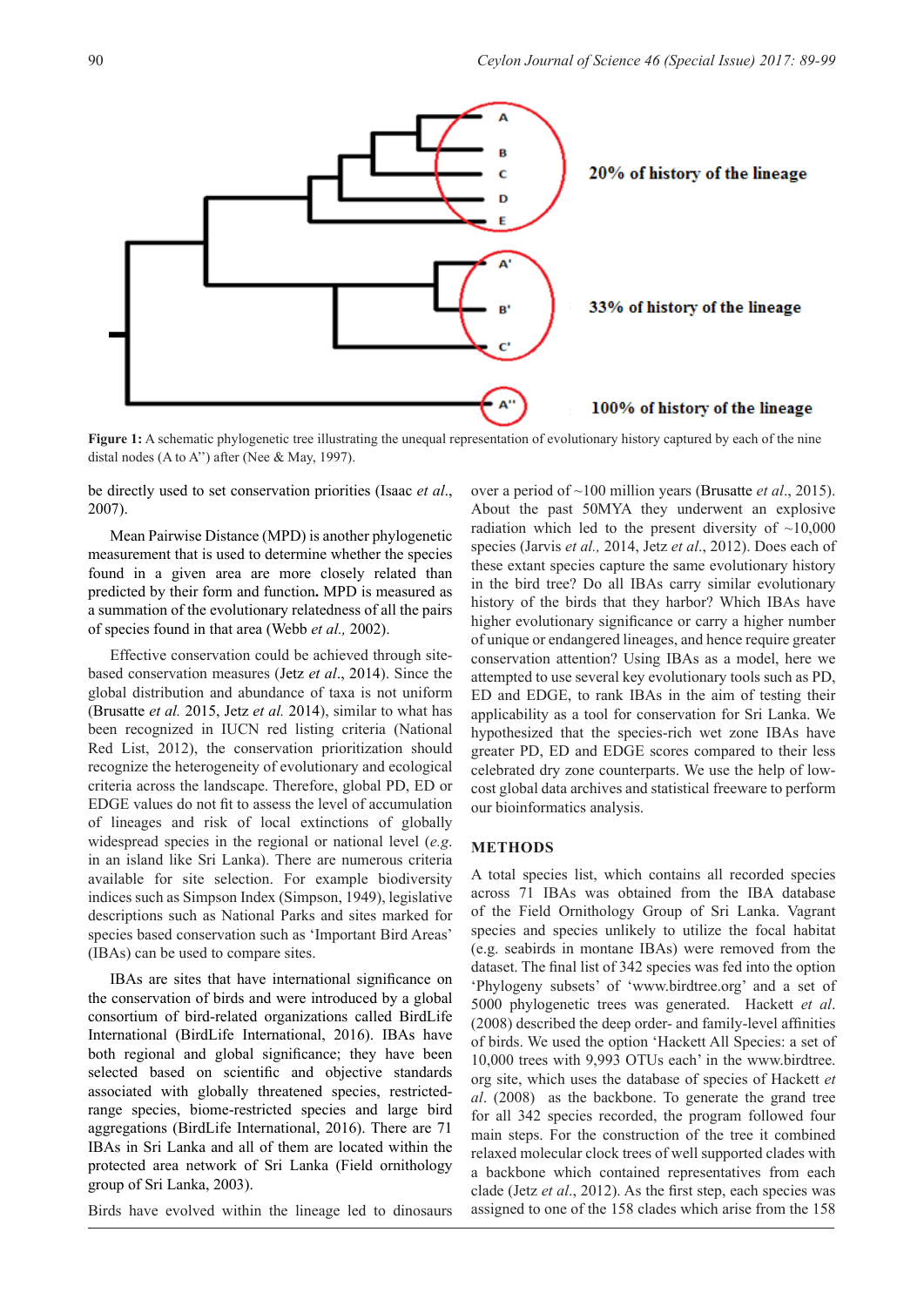**Figure 1:** A schematic phylogenetic tree illustrating the unequal representation of evolutionary history captured by each of the nine distal nodes (A to A'') after (Nee & May, 1997).

be directly used to set conservation priorities (Isaac *et al*., 2007).

Mean Pairwise Distance (MPD) is another phylogenetic measurement that is used to determine whether the species found in a given area are more closely related than predicted by their form and function**.** MPD is measured as a summation of the evolutionary relatedness of all the pairs of species found in that area (Webb *et al.,* 2002).

Effective conservation could be achieved through site-based conservation measures (Jetz *et al*., 2014). Since the global distribution and abundance of taxa is not uniform (Brusatte *et al.* 2015, Jetz *et al.* 2014), similar to what has been recognized in IUCN red listing criteria (National Red List, 2012), the conservation prioritization should recognize the heterogeneity of evolutionary and ecological criteria across the landscape. Therefore, global PD, ED or EDGE values do not fit to assess the level of accumulation of lineages and risk of local extinctions of globally widespread species in the regional or national level (*e.g.* in an island like Sri Lanka). There are numerous criteria available for site selection. For example biodiversity indices such as Simpson Index (Simpson, 1949), legislative descriptions such as National Parks and sites marked for species based conservation such as 'Important Bird Areas' (IBAs) can be used to compare sites.

IBAs are sites that have international significance on the conservation of birds and were introduced by a global consortium of bird-related organizations called BirdLife International (BirdLife International, 2016). IBAs have both regional and global significance; they have been selected based on scientific and objective standards associated with globally threatened species, restricted-range species, biome-restricted species and large bird aggregations (BirdLife International, 2016). There are 71 IBAs in Sri Lanka and all of them are located within the protected area network of Sri Lanka (Field ornithology group of Sri Lanka, 2003).

Birds have evolved within the lineage led to dinosaurs over a period of ~100 million years (Brusatte *et al*., 2015). About the past 50MYA they underwent an explosive radiation which led to the present diversity of ~10,000 species (Jarvis *et al.,* 2014, Jetz *et al*., 2012). Does each of these extant species capture the same evolutionary history in the bird tree? Do all IBAs carry similar evolutionary history of the birds that they harbor? Which IBAs have higher evolutionary significance or carry a higher number of unique or endangered lineages, and hence require greater conservation attention? Using IBAs as a model, here we attempted to use several key evolutionary tools such as PD, ED and EDGE, to rank IBAs in the aim of testing their applicability as a tool for conservation for Sri Lanka. We hypothesized that the species-rich wet zone IBAs have greater PD, ED and EDGE scores compared to their less celebrated dry zone counterparts. We use the help of low-cost global data archives and statistical freeware to perform our bioinformatics analysis.

## METHODS

A total species list, which contains all recorded species across 71 IBAs was obtained from the IBA database of the Field Ornithology Group of Sri Lanka. Vagrant species and species unlikely to utilize the focal habitat (e.g. seabirds in montane IBAs) were removed from the dataset. The final list of 342 species was fed into the option 'Phylogeny subsets' of 'www.birdtree.org' and a set of 5000 phylogenetic trees was generated. Hackett *et al*. (2008) described the deep order- and family-level affinities of birds. We used the option 'Hackett All Species: a set of 10,000 trees with 9,993 OTUs each' in the www.birdtree.org site, which uses the database of species of Hackett *et al*. (2008) as the backbone. To generate the grand tree for all 342 species recorded, the program followed four main steps. For the construction of the tree it combined relaxed molecular clock trees of well supported clades with a backbone which contained representatives from each clade (Jetz *et al*., 2012). As the first step, each species was assigned to one of the 158 clades which arise from the 158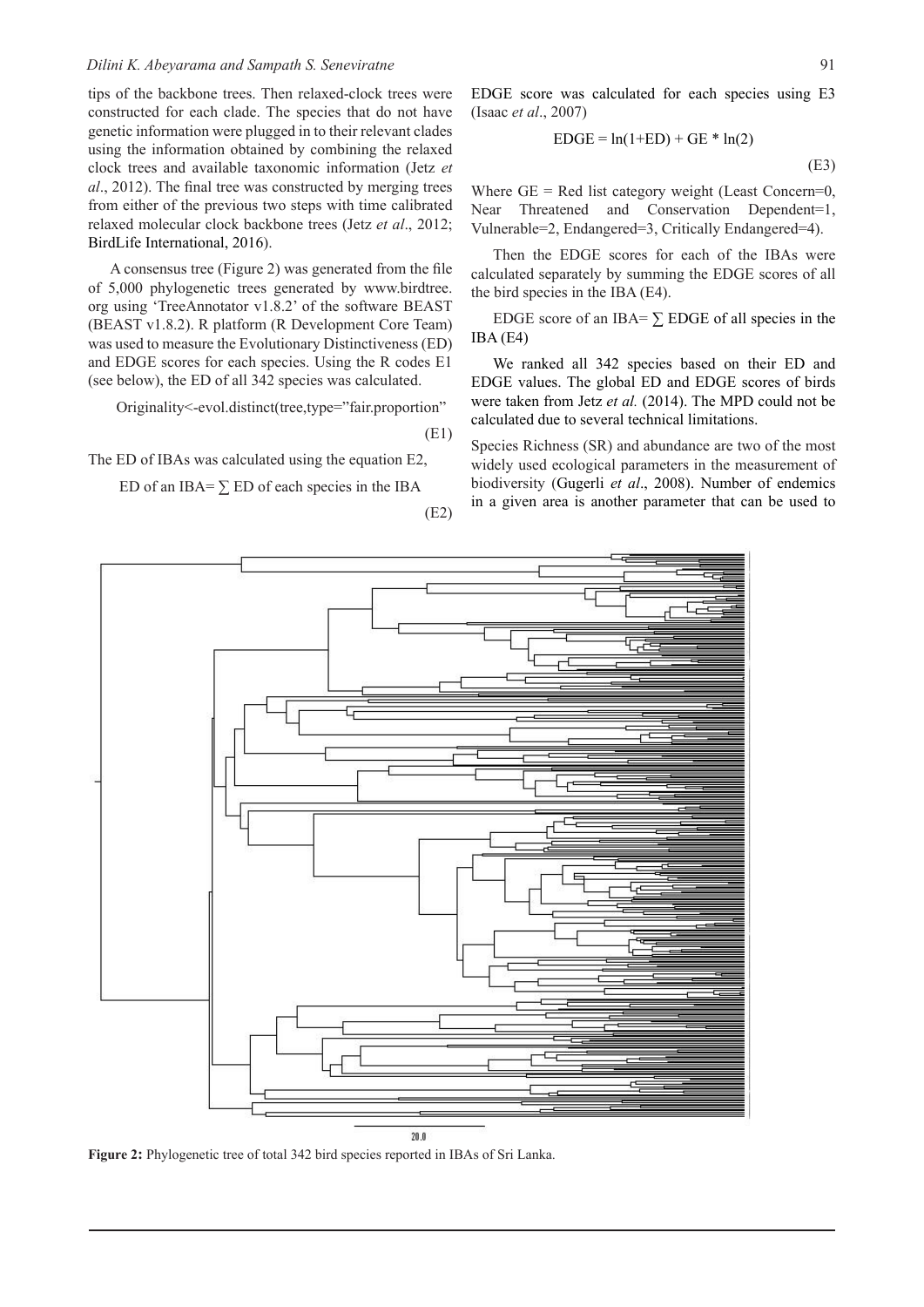tips of the backbone trees. Then relaxed-clock trees were constructed for each clade. The species that do not have genetic information were plugged in to their relevant clades using the information obtained by combining the relaxed clock trees and available taxonomic information (Jetz *et al*., 2012). The final tree was constructed by merging trees from either of the previous two steps with time calibrated relaxed molecular clock backbone trees (Jetz *et al*., 2012; BirdLife International, 2016).

A consensus tree (Figure 2) was generated from the file of 5,000 phylogenetic trees generated by www.birdtree.org using 'TreeAnnotator v1.8.2' of the software BEAST (BEAST v1.8.2). R platform (R Development Core Team) was used to measure the Evolutionary Distinctiveness (ED) and EDGE scores for each species. Using the R codes E1 (see below), the ED of all 342 species was calculated.

```
Originality<-evol.distinct(tree,type="fair.proportion"
```

(E1)

The ED of IBAs was calculated using the equation E2,

$$\text{ED of an IBA} = \sum \text{ED of each species in the IBA} \quad \text{(E2)}$$

EDGE score was calculated for each species using E3 (Isaac *et al*., 2007)

$$\text{EDGE} = \ln(1+\text{ED}) + \text{GE} * \ln(2) \quad \text{(E3)}$$

Where GE = Red list category weight (Least Concern=0, Near Threatened and Conservation Dependent=1, Vulnerable=2, Endangered=3, Critically Endangered=4).

Then the EDGE scores for each of the IBAs were calculated separately by summing the EDGE scores of all the bird species in the IBA (E4).

EDGE score of an IBA= $\sum$ EDGE of all species in the IBA (E4)

We ranked all 342 species based on their ED and EDGE values. The global ED and EDGE scores of birds were taken from Jetz *et al.* (2014). The MPD could not be calculated due to several technical limitations.

Species Richness (SR) and abundance are two of the most widely used ecological parameters in the measurement of biodiversity (Gugerli *et al*., 2008). Number of endemics in a given area is another parameter that can be used to

**Figure 2:** Phylogenetic tree of total 342 bird species reported in IBAs of Sri Lanka.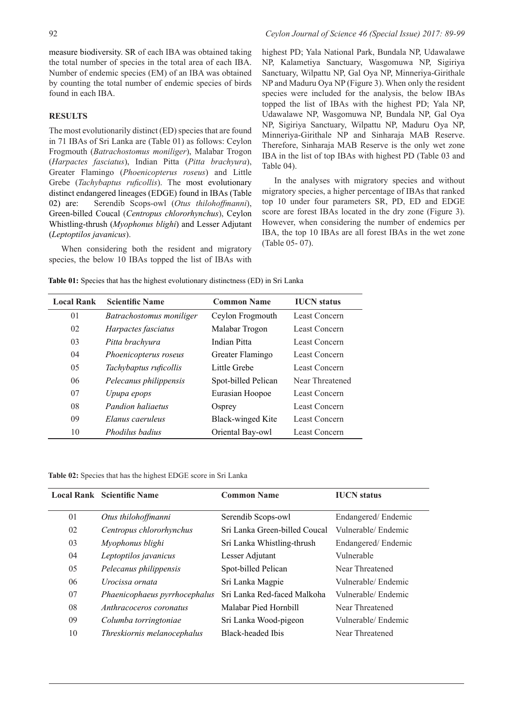measure biodiversity. SR of each IBA was obtained taking the total number of species in the total area of each IBA. Number of endemic species (EM) of an IBA was obtained by counting the total number of endemic species of birds found in each IBA.

## RESULTS

The most evolutionarily distinct (ED) species that are found in 71 IBAs of Sri Lanka are (Table 01) as follows: Ceylon Frogmouth (*Batrachostomus moniliger*), Malabar Trogon (*Harpactes fasciatus*), Indian Pitta (*Pitta brachyura*), Greater Flamingo (*Phoenicopterus roseus*) and Little Grebe (*Tachybaptus ruficollis*). The most evolutionary distinct endangered lineages (EDGE) found in IBAs (Table 02) are: Serendib Scops-owl (*Otus thilohoffmanni*), Green-billed Coucal (*Centropus chlororhynchus*), Ceylon Whistling-thrush (*Myophonus blighi*) and Lesser Adjutant (*Leptoptilos javanicus*).

When considering both the resident and migratory species, the below 10 IBAs topped the list of IBAs with highest PD; Yala National Park, Bundala NP, Udawalawe NP, Kalametiya Sanctuary, Wasgomuwa NP, Sigiriya Sanctuary, Wilpattu NP, Gal Oya NP, Minneriya-Girithale NP and Maduru Oya NP (Figure 3). When only the resident species were included for the analysis, the below IBAs topped the list of IBAs with the highest PD; Yala NP, Udawalawe NP, Wasgomuwa NP, Bundala NP, Gal Oya NP, Sigiriya Sanctuary, Wilpattu NP, Maduru Oya NP, Minneriya-Girithale NP and Sinharaja MAB Reserve. Therefore, Sinharaja MAB Reserve is the only wet zone IBA in the list of top IBAs with highest PD (Table 03 and Table 04).

In the analyses with migratory species and without migratory species, a higher percentage of IBAs that ranked top 10 under four parameters SR, PD, ED and EDGE score are forest IBAs located in the dry zone (Figure 3). However, when considering the number of endemics per IBA, the top 10 IBAs are all forest IBAs in the wet zone (Table 05- 07).

**Table 01:** Species that has the highest evolutionary distinctness (ED) in Sri Lanka

| Local Rank | Scientific Name | Common Name | IUCN status |
|---|---|---|---|
| 01 | *Batrachostomus moniliger* | Ceylon Frogmouth | Least Concern |
| 02 | *Harpactes fasciatus* | Malabar Trogon | Least Concern |
| 03 | *Pitta brachyura* | Indian Pitta | Least Concern |
| 04 | *Phoenicopterus roseus* | Greater Flamingo | Least Concern |
| 05 | *Tachybaptus ruficollis* | Little Grebe | Least Concern |
| 06 | *Pelecanus philippensis* | Spot-billed Pelican | Near Threatened |
| 07 | *Upupa epops* | Eurasian Hoopoe | Least Concern |
| 08 | *Pandion haliaetus* | Osprey | Least Concern |
| 09 | *Elanus caeruleus* | Black-winged Kite | Least Concern |
| 10 | *Phodilus badius* | Oriental Bay-owl | Least Concern |

**Table 02:** Species that has the highest EDGE score in Sri Lanka

| Local Rank | Scientific Name | Common Name | IUCN status |
|---|---|---|---|
| 01 | *Otus thilohoffmanni* | Serendib Scops-owl | Endangered/ Endemic |
| 02 | *Centropus chlororhynchus* | Sri Lanka Green-billed Coucal | Vulnerable/ Endemic |
| 03 | *Myophonus blighi* | Sri Lanka Whistling-thrush | Endangered/ Endemic |
| 04 | *Leptoptilos javanicus* | Lesser Adjutant | Vulnerable |
| 05 | *Pelecanus philippensis* | Spot-billed Pelican | Near Threatened |
| 06 | *Urocissa ornata* | Sri Lanka Magpie | Vulnerable/ Endemic |
| 07 | *Phaenicophaeus pyrrhocephalus* | Sri Lanka Red-faced Malkoha | Vulnerable/ Endemic |
| 08 | *Anthracoceros coronatus* | Malabar Pied Hornbill | Near Threatened |
| 09 | *Columba torringtoniae* | Sri Lanka Wood-pigeon | Vulnerable/ Endemic |
| 10 | *Threskiornis melanocephalus* | Black-headed Ibis | Near Threatened |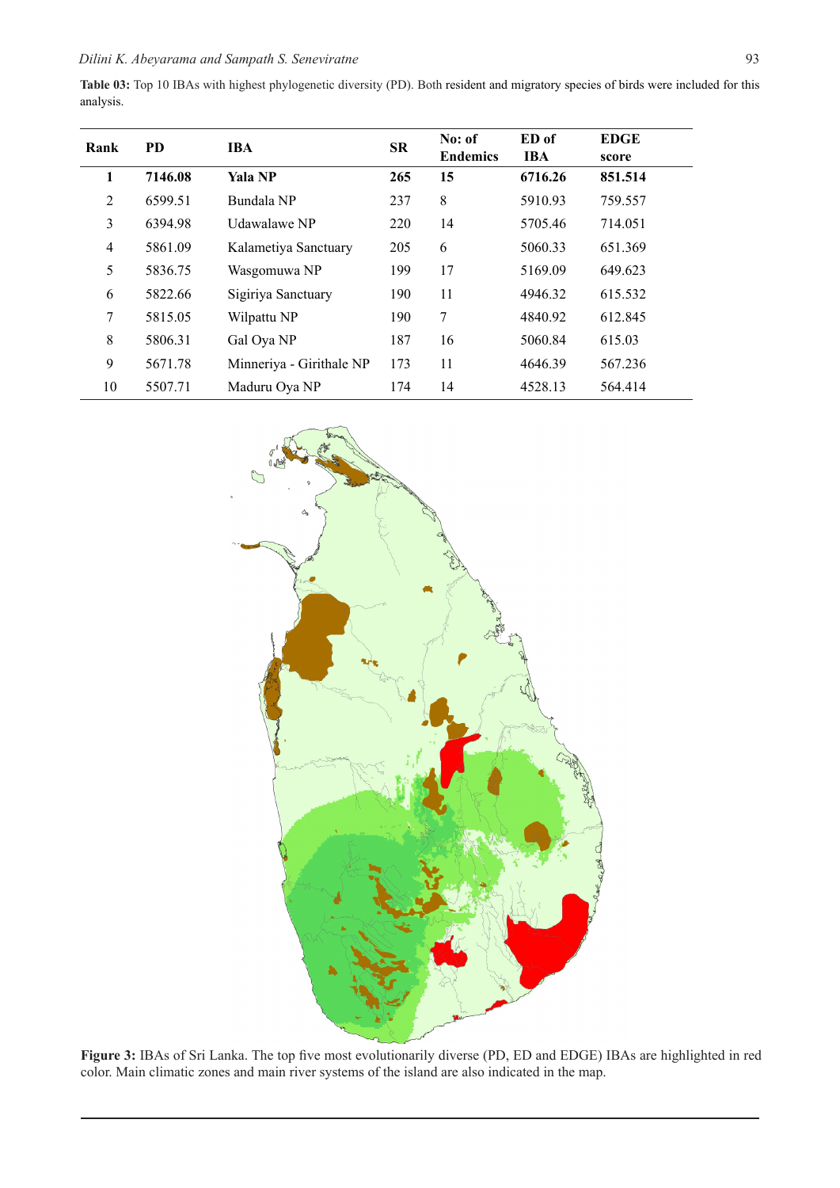**Table 03:** Top 10 IBAs with highest phylogenetic diversity (PD). Both resident and migratory species of birds were included for this analysis.

| Rank | PD | IBA | SR | No: of Endemics | ED of IBA | EDGE score |
|---|---|---|---|---|---|---|
| **1** | **7146.08** | **Yala NP** | **265** | **15** | **6716.26** | **851.514** |
| 2 | 6599.51 | Bundala NP | 237 | 8 | 5910.93 | 759.557 |
| 3 | 6394.98 | Udawalawe NP | 220 | 14 | 5705.46 | 714.051 |
| 4 | 5861.09 | Kalametiya Sanctuary | 205 | 6 | 5060.33 | 651.369 |
| 5 | 5836.75 | Wasgomuwa NP | 199 | 17 | 5169.09 | 649.623 |
| 6 | 5822.66 | Sigiriya Sanctuary | 190 | 11 | 4946.32 | 615.532 |
| 7 | 5815.05 | Wilpattu NP | 190 | 7 | 4840.92 | 612.845 |
| 8 | 5806.31 | Gal Oya NP | 187 | 16 | 5060.84 | 615.03 |
| 9 | 5671.78 | Minneriya - Girithale NP | 173 | 11 | 4646.39 | 567.236 |
| 10 | 5507.71 | Maduru Oya NP | 174 | 14 | 4528.13 | 564.414 |

**Figure 3:** IBAs of Sri Lanka. The top five most evolutionarily diverse (PD, ED and EDGE) IBAs are highlighted in red color. Main climatic zones and main river systems of the island are also indicated in the map.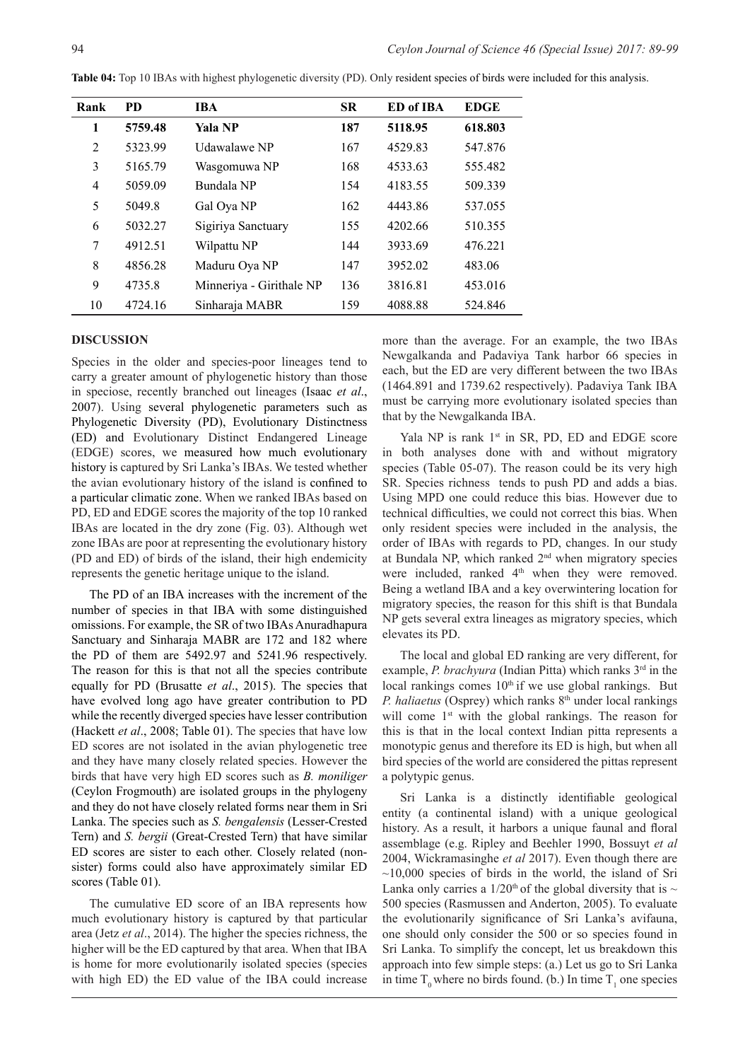**Table 04:** Top 10 IBAs with highest phylogenetic diversity (PD). Only resident species of birds were included for this analysis.

| Rank | PD | IBA | SR | ED of IBA | EDGE |
|---|---|---|---|---|---|
| **1** | **5759.48** | **Yala NP** | **187** | **5118.95** | **618.803** |
| 2 | 5323.99 | Udawalawe NP | 167 | 4529.83 | 547.876 |
| 3 | 5165.79 | Wasgomuwa NP | 168 | 4533.63 | 555.482 |
| 4 | 5059.09 | Bundala NP | 154 | 4183.55 | 509.339 |
| 5 | 5049.8 | Gal Oya NP | 162 | 4443.86 | 537.055 |
| 6 | 5032.27 | Sigiriya Sanctuary | 155 | 4202.66 | 510.355 |
| 7 | 4912.51 | Wilpattu NP | 144 | 3933.69 | 476.221 |
| 8 | 4856.28 | Maduru Oya NP | 147 | 3952.02 | 483.06 |
| 9 | 4735.8 | Minneriya - Girithale NP | 136 | 3816.81 | 453.016 |
| 10 | 4724.16 | Sinharaja MABR | 159 | 4088.88 | 524.846 |

## DISCUSSION

Species in the older and species-poor lineages tend to carry a greater amount of phylogenetic history than those in speciose, recently branched out lineages (Isaac *et al*., 2007). Using several phylogenetic parameters such as Phylogenetic Diversity (PD), Evolutionary Distinctness (ED) and Evolutionary Distinct Endangered Lineage (EDGE) scores, we measured how much evolutionary history is captured by Sri Lanka's IBAs. We tested whether the avian evolutionary history of the island is confined to a particular climatic zone. When we ranked IBAs based on PD, ED and EDGE scores the majority of the top 10 ranked IBAs are located in the dry zone (Fig. 03). Although wet zone IBAs are poor at representing the evolutionary history (PD and ED) of birds of the island, their high endemicity represents the genetic heritage unique to the island.

The PD of an IBA increases with the increment of the number of species in that IBA with some distinguished omissions. For example, the SR of two IBAs Anuradhapura Sanctuary and Sinharaja MABR are 172 and 182 where the PD of them are 5492.97 and 5241.96 respectively. The reason for this is that not all the species contribute equally for PD (Brusatte *et al*., 2015). The species that have evolved long ago have greater contribution to PD while the recently diverged species have lesser contribution (Hackett *et al*., 2008; Table 01). The species that have low ED scores are not isolated in the avian phylogenetic tree and they have many closely related species. However the birds that have very high ED scores such as *B. moniliger* (Ceylon Frogmouth) are isolated groups in the phylogeny and they do not have closely related forms near them in Sri Lanka. The species such as *S. bengalensis* (Lesser-Crested Tern) and *S. bergii* (Great-Crested Tern) that have similar ED scores are sister to each other. Closely related (non-sister) forms could also have approximately similar ED scores (Table 01).

The cumulative ED score of an IBA represents how much evolutionary history is captured by that particular area (Jetz *et al*., 2014). The higher the species richness, the higher will be the ED captured by that area. When that IBA is home for more evolutionarily isolated species (species with high ED) the ED value of the IBA could increase more than the average. For an example, the two IBAs Newgalkanda and Padaviya Tank harbor 66 species in each, but the ED are very different between the two IBAs (1464.891 and 1739.62 respectively). Padaviya Tank IBA must be carrying more evolutionary isolated species than that by the Newgalkanda IBA.

Yala NP is rank 1st in SR, PD, ED and EDGE score in both analyses done with and without migratory species (Table 05-07). The reason could be its very high SR. Species richness tends to push PD and adds a bias. Using MPD one could reduce this bias. However due to technical difficulties, we could not correct this bias. When only resident species were included in the analysis, the order of IBAs with regards to PD, changes. In our study at Bundala NP, which ranked 2nd when migratory species were included, ranked 4th when they were removed. Being a wetland IBA and a key overwintering location for migratory species, the reason for this shift is that Bundala NP gets several extra lineages as migratory species, which elevates its PD.

The local and global ED ranking are very different, for example, *P. brachyura* (Indian Pitta) which ranks 3rd in the local rankings comes 10th if we use global rankings. But *P. haliaetus* (Osprey) which ranks 8th under local rankings will come 1st with the global rankings. The reason for this is that in the local context Indian pitta represents a monotypic genus and therefore its ED is high, but when all bird species of the world are considered the pittas represent a polytypic genus.

Sri Lanka is a distinctly identifiable geological entity (a continental island) with a unique geological history. As a result, it harbors a unique faunal and floral assemblage (e.g. Ripley and Beehler 1990, Bossuyt *et al* 2004, Wickramasinghe *et al* 2017). Even though there are ~10,000 species of birds in the world, the island of Sri Lanka only carries a 1/20th of the global diversity that is ~ 500 species (Rasmussen and Anderton, 2005). To evaluate the evolutionarily significance of Sri Lanka's avifauna, one should only consider the 500 or so species found in Sri Lanka. To simplify the concept, let us breakdown this approach into few simple steps: (a.) Let us go to Sri Lanka in time $T_0$ where no birds found. (b.) In time $T_1$ one species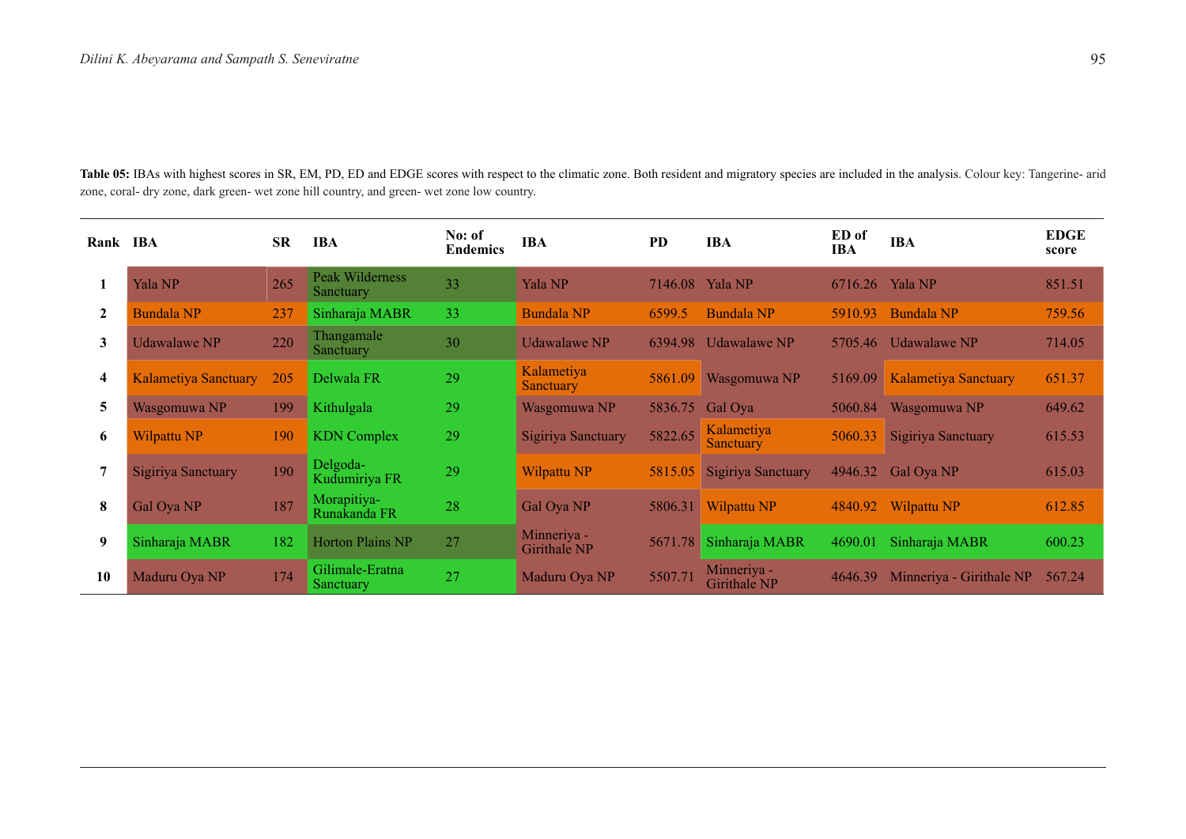**Table 05:** IBAs with highest scores in SR, EM, PD, ED and EDGE scores with respect to the climatic zone. Both resident and migratory species are included in the analysis. Colour key: Tangerine- arid zone, coral- dry zone, dark green- wet zone hill country, and green- wet zone low country.

| Rank | IBA | SR | IBA | No: of Endemics | IBA | PD | IBA | ED of IBA | IBA | EDGE score |
|---|---|---|---|---|---|---|---|---|---|---|
| 1 | Yala NP | 265 | Peak Wilderness Sanctuary | 33 | Yala NP | 7146.08 | Yala NP | 6716.26 | Yala NP | 851.51 |
| 2 | Bundala NP | 237 | Sinharaja MABR | 33 | Bundala NP | 6599.5 | Bundala NP | 5910.93 | Bundala NP | 759.56 |
| 3 | Udawalawe NP | 220 | Thangamale Sanctuary | 30 | Udawalawe NP | 6394.98 | Udawalawe NP | 5705.46 | Udawalawe NP | 714.05 |
| 4 | Kalametiya Sanctuary | 205 | Delwala FR | 29 | Kalametiya Sanctuary | 5861.09 | Wasgomuwa NP | 5169.09 | Kalametiya Sanctuary | 651.37 |
| 5 | Wasgomuwa NP | 199 | Kithulgala | 29 | Wasgomuwa NP | 5836.75 | Gal Oya | 5060.84 | Wasgomuwa NP | 649.62 |
| 6 | Wilpattu NP | 190 | KDN Complex | 29 | Sigiriya Sanctuary | 5822.65 | Kalametiya Sanctuary | 5060.33 | Sigiriya Sanctuary | 615.53 |
| 7 | Sigiriya Sanctuary | 190 | Delgoda-Kudumiriya FR | 29 | Wilpattu NP | 5815.05 | Sigiriya Sanctuary | 4946.32 | Gal Oya NP | 615.03 |
| 8 | Gal Oya NP | 187 | Morapitiya-Runakanda FR | 28 | Gal Oya NP | 5806.31 | Wilpattu NP | 4840.92 | Wilpattu NP | 612.85 |
| 9 | Sinharaja MABR | 182 | Horton Plains NP | 27 | Minneriya - Girithale NP | 5671.78 | Sinharaja MABR | 4690.01 | Sinharaja MABR | 600.23 |
| 10 | Maduru Oya NP | 174 | Gilimale-Eratna Sanctuary | 27 | Maduru Oya NP | 5507.71 | Minneriya - Girithale NP | 4646.39 | Minneriya - Girithale NP | 567.24 |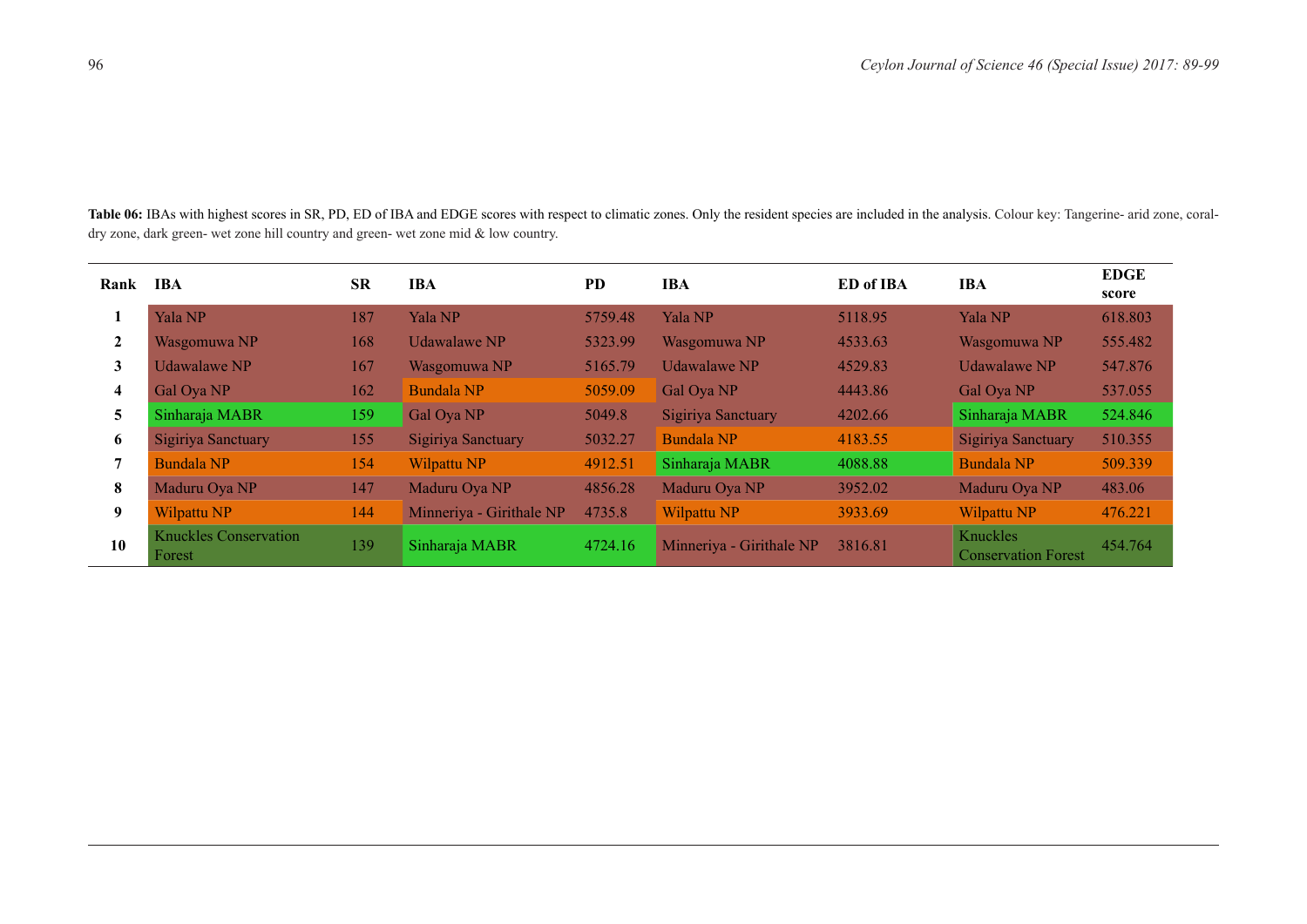**Table 06:** IBAs with highest scores in SR, PD, ED of IBA and EDGE scores with respect to climatic zones. Only the resident species are included in the analysis. Colour key: Tangerine- arid zone, coral-dry zone, dark green- wet zone hill country and green- wet zone mid & low country.

| Rank | IBA | SR | IBA | PD | IBA | ED of IBA | IBA | EDGE score |
|---|---|---|---|---|---|---|---|---|
| 1 | Yala NP | 187 | Yala NP | 5759.48 | Yala NP | 5118.95 | Yala NP | 618.803 |
| 2 | Wasgomuwa NP | 168 | Udawalawe NP | 5323.99 | Wasgomuwa NP | 4533.63 | Wasgomuwa NP | 555.482 |
| 3 | Udawalawe NP | 167 | Wasgomuwa NP | 5165.79 | Udawalawe NP | 4529.83 | Udawalawe NP | 547.876 |
| 4 | Gal Oya NP | 162 | Bundala NP | 5059.09 | Gal Oya NP | 4443.86 | Gal Oya NP | 537.055 |
| 5 | Sinharaja MABR | 159 | Gal Oya NP | 5049.8 | Sigiriya Sanctuary | 4202.66 | Sinharaja MABR | 524.846 |
| 6 | Sigiriya Sanctuary | 155 | Sigiriya Sanctuary | 5032.27 | Bundala NP | 4183.55 | Sigiriya Sanctuary | 510.355 |
| 7 | Bundala NP | 154 | Wilpattu NP | 4912.51 | Sinharaja MABR | 4088.88 | Bundala NP | 509.339 |
| 8 | Maduru Oya NP | 147 | Maduru Oya NP | 4856.28 | Maduru Oya NP | 3952.02 | Maduru Oya NP | 483.06 |
| 9 | Wilpattu NP | 144 | Minneriya - Girithale NP | 4735.8 | Wilpattu NP | 3933.69 | Wilpattu NP | 476.221 |
| 10 | Knuckles Conservation Forest | 139 | Sinharaja MABR | 4724.16 | Minneriya - Girithale NP | 3816.81 | Knuckles Conservation Forest | 454.764 |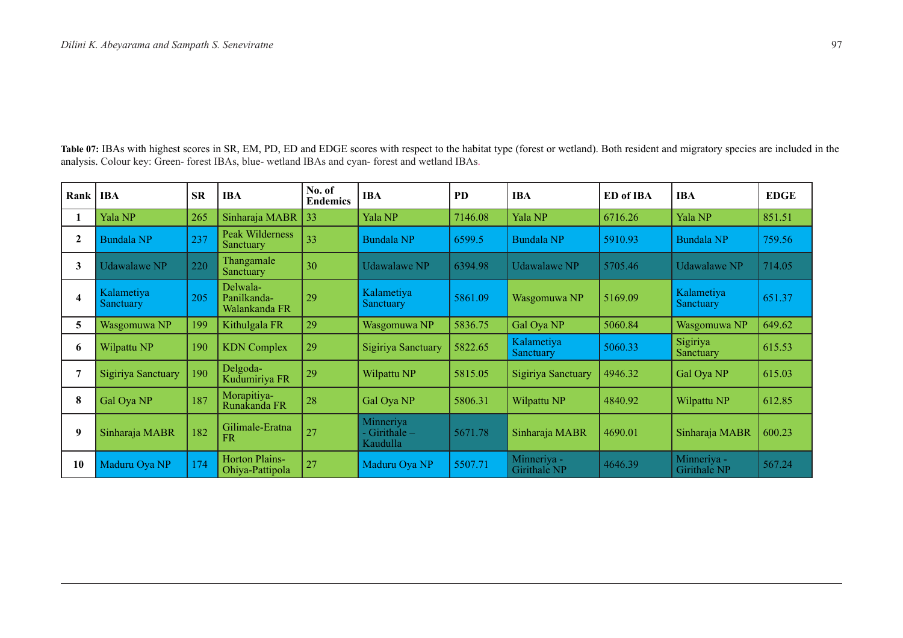**Table 07:** IBAs with highest scores in SR, EM, PD, ED and EDGE scores with respect to the habitat type (forest or wetland). Both resident and migratory species are included in the analysis. Colour key: Green- forest IBAs, blue- wetland IBAs and cyan- forest and wetland IBAs.

| Rank | IBA | SR | IBA | No. of Endemics | IBA | PD | IBA | ED of IBA | IBA | EDGE |
|---|---|---|---|---|---|---|---|---|---|---|
| 1 | Yala NP | 265 | Sinharaja MABR | 33 | Yala NP | 7146.08 | Yala NP | 6716.26 | Yala NP | 851.51 |
| 2 | Bundala NP | 237 | Peak Wilderness Sanctuary | 33 | Bundala NP | 6599.5 | Bundala NP | 5910.93 | Bundala NP | 759.56 |
| 3 | Udawalawe NP | 220 | Thangamale Sanctuary | 30 | Udawalawe NP | 6394.98 | Udawalawe NP | 5705.46 | Udawalawe NP | 714.05 |
| 4 | Kalametiya Sanctuary | 205 | Delwala-Panilkanda-Walankanda FR | 29 | Kalametiya Sanctuary | 5861.09 | Wasgomuwa NP | 5169.09 | Kalametiya Sanctuary | 651.37 |
| 5 | Wasgomuwa NP | 199 | Kithulgala FR | 29 | Wasgomuwa NP | 5836.75 | Gal Oya NP | 5060.84 | Wasgomuwa NP | 649.62 |
| 6 | Wilpattu NP | 190 | KDN Complex | 29 | Sigiriya Sanctuary | 5822.65 | Kalametiya Sanctuary | 5060.33 | Sigiriya Sanctuary | 615.53 |
| 7 | Sigiriya Sanctuary | 190 | Delgoda-Kudumiriya FR | 29 | Wilpattu NP | 5815.05 | Sigiriya Sanctuary | 4946.32 | Gal Oya NP | 615.03 |
| 8 | Gal Oya NP | 187 | Morapitiya-Runakanda FR | 28 | Gal Oya NP | 5806.31 | Wilpattu NP | 4840.92 | Wilpattu NP | 612.85 |
| 9 | Sinharaja MABR | 182 | Gilimale-Eratna FR | 27 | Minneriya - Girithale – Kaudulla | 5671.78 | Sinharaja MABR | 4690.01 | Sinharaja MABR | 600.23 |
| 10 | Maduru Oya NP | 174 | Horton Plains-Ohiya-Pattipola | 27 | Maduru Oya NP | 5507.71 | Minneriya - Girithale NP | 4646.39 | Minneriya - Girithale NP | 567.24 |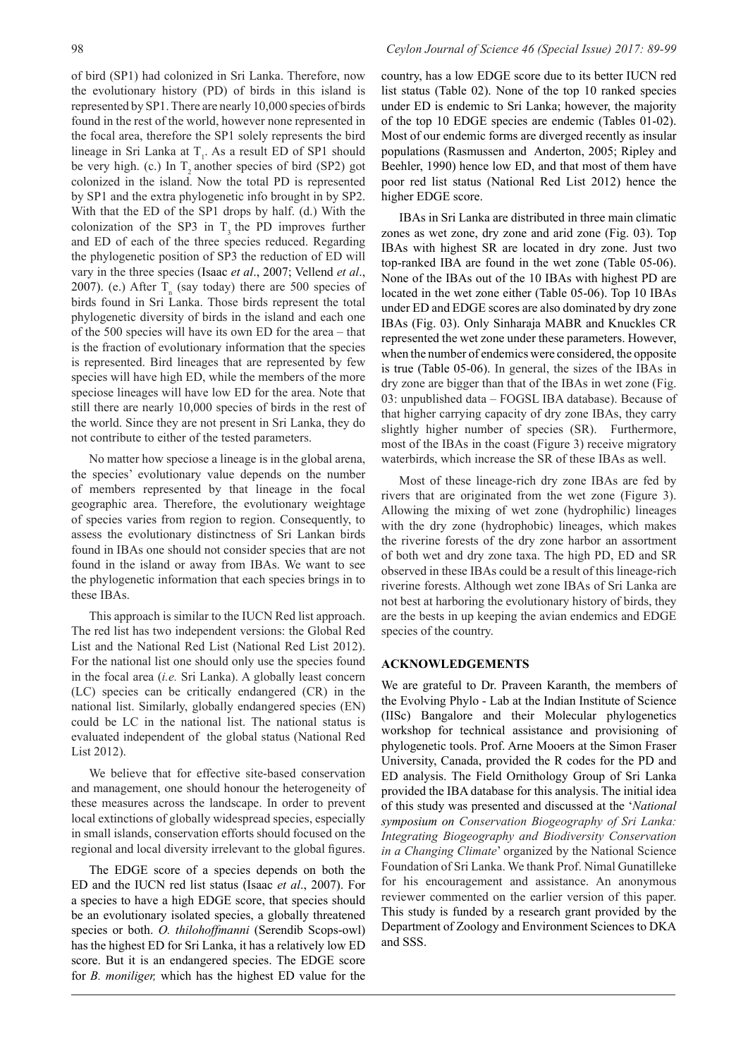of bird (SP1) had colonized in Sri Lanka. Therefore, now the evolutionary history (PD) of birds in this island is represented by SP1. There are nearly 10,000 species of birds found in the rest of the world, however none represented in the focal area, therefore the SP1 solely represents the bird lineage in Sri Lanka at $T_1$. As a result ED of SP1 should be very high. (c.) In $T_2$ another species of bird (SP2) got colonized in the island. Now the total PD is represented by SP1 and the extra phylogenetic info brought in by SP2. With that the ED of the SP1 drops by half. (d.) With the colonization of the SP3 in $T_3$ the PD improves further and ED of each of the three species reduced. Regarding the phylogenetic position of SP3 the reduction of ED will vary in the three species (Isaac *et al*., 2007; Vellend *et al*., 2007). (e.) After $T_n$ (say today) there are 500 species of birds found in Sri Lanka. Those birds represent the total phylogenetic diversity of birds in the island and each one of the 500 species will have its own ED for the area – that is the fraction of evolutionary information that the species is represented. Bird lineages that are represented by few species will have high ED, while the members of the more speciose lineages will have low ED for the area. Note that still there are nearly 10,000 species of birds in the rest of the world. Since they are not present in Sri Lanka, they do not contribute to either of the tested parameters.

No matter how speciose a lineage is in the global arena, the species' evolutionary value depends on the number of members represented by that lineage in the focal geographic area. Therefore, the evolutionary weightage of species varies from region to region. Consequently, to assess the evolutionary distinctness of Sri Lankan birds found in IBAs one should not consider species that are not found in the island or away from IBAs. We want to see the phylogenetic information that each species brings in to these IBAs.

This approach is similar to the IUCN Red list approach. The red list has two independent versions: the Global Red List and the National Red List (National Red List 2012). For the national list one should only use the species found in the focal area (*i.e.* Sri Lanka). A globally least concern (LC) species can be critically endangered (CR) in the national list. Similarly, globally endangered species (EN) could be LC in the national list. The national status is evaluated independent of the global status (National Red List 2012).

We believe that for effective site-based conservation and management, one should honour the heterogeneity of these measures across the landscape. In order to prevent local extinctions of globally widespread species, especially in small islands, conservation efforts should focused on the regional and local diversity irrelevant to the global figures.

The EDGE score of a species depends on both the ED and the IUCN red list status (Isaac *et al*., 2007). For a species to have a high EDGE score, that species should be an evolutionary isolated species, a globally threatened species or both. *O. thilohoffmanni* (Serendib Scops-owl) has the highest ED for Sri Lanka, it has a relatively low ED score. But it is an endangered species. The EDGE score for *B. moniliger,* which has the highest ED value for the country, has a low EDGE score due to its better IUCN red list status (Table 02). None of the top 10 ranked species under ED is endemic to Sri Lanka; however, the majority of the top 10 EDGE species are endemic (Tables 01-02). Most of our endemic forms are diverged recently as insular populations (Rasmussen and Anderton, 2005; Ripley and Beehler, 1990) hence low ED, and that most of them have poor red list status (National Red List 2012) hence the higher EDGE score.

IBAs in Sri Lanka are distributed in three main climatic zones as wet zone, dry zone and arid zone (Fig. 03). Top IBAs with highest SR are located in dry zone. Just two top-ranked IBA are found in the wet zone (Table 05-06). None of the IBAs out of the 10 IBAs with highest PD are located in the wet zone either (Table 05-06). Top 10 IBAs under ED and EDGE scores are also dominated by dry zone IBAs (Fig. 03). Only Sinharaja MABR and Knuckles CR represented the wet zone under these parameters. However, when the number of endemics were considered, the opposite is true (Table 05-06). In general, the sizes of the IBAs in dry zone are bigger than that of the IBAs in wet zone (Fig. 03: unpublished data – FOGSL IBA database). Because of that higher carrying capacity of dry zone IBAs, they carry slightly higher number of species (SR). Furthermore, most of the IBAs in the coast (Figure 3) receive migratory waterbirds, which increase the SR of these IBAs as well.

Most of these lineage-rich dry zone IBAs are fed by rivers that are originated from the wet zone (Figure 3). Allowing the mixing of wet zone (hydrophilic) lineages with the dry zone (hydrophobic) lineages, which makes the riverine forests of the dry zone harbor an assortment of both wet and dry zone taxa. The high PD, ED and SR observed in these IBAs could be a result of this lineage-rich riverine forests. Although wet zone IBAs of Sri Lanka are not best at harboring the evolutionary history of birds, they are the bests in up keeping the avian endemics and EDGE species of the country.

## ACKNOWLEDGEMENTS

We are grateful to Dr. Praveen Karanth, the members of the Evolving Phylo - Lab at the Indian Institute of Science (IISc) Bangalore and their Molecular phylogenetics workshop for technical assistance and provisioning of phylogenetic tools. Prof. Arne Mooers at the Simon Fraser University, Canada, provided the R codes for the PD and ED analysis. The Field Ornithology Group of Sri Lanka provided the IBA database for this analysis. The initial idea of this study was presented and discussed at the '*National symposium on Conservation Biogeography of Sri Lanka: Integrating Biogeography and Biodiversity Conservation in a Changing Climate*' organized by the National Science Foundation of Sri Lanka. We thank Prof. Nimal Gunatilleke for his encouragement and assistance. An anonymous reviewer commented on the earlier version of this paper. This study is funded by a research grant provided by the Department of Zoology and Environment Sciences to DKA and SSS.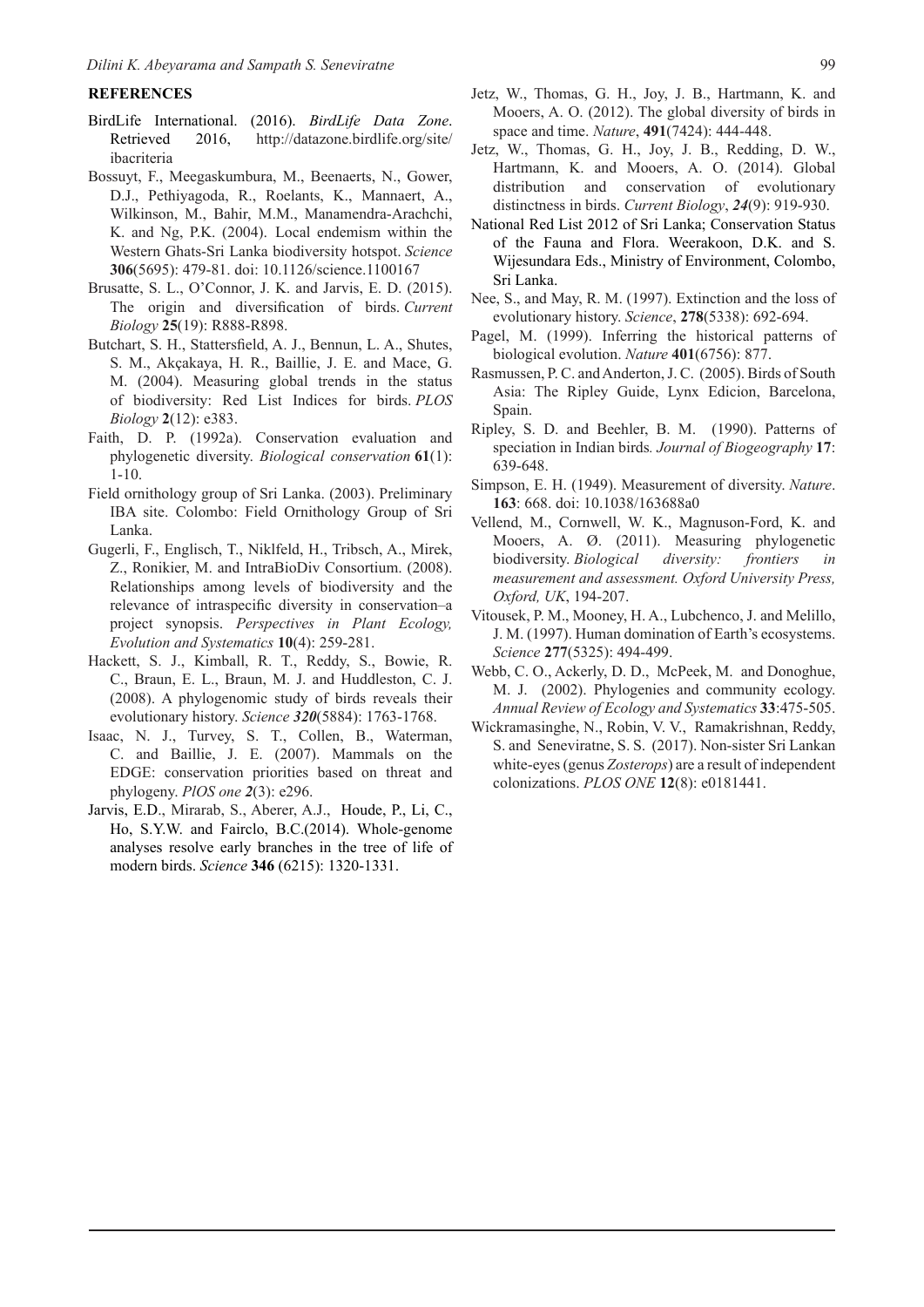## REFERENCES

BirdLife International. (2016). *BirdLife Data Zone*. Retrieved 2016, http://datazone.birdlife.org/site/ibacriteria

Bossuyt, F., Meegaskumbura, M., Beenaerts, N., Gower, D.J., Pethiyagoda, R., Roelants, K., Mannaert, A., Wilkinson, M., Bahir, M.M., Manamendra-Arachchi, K. and Ng, P.K. (2004). Local endemism within the Western Ghats-Sri Lanka biodiversity hotspot. *Science* **306**(5695): 479-81. doi: 10.1126/science.1100167

Brusatte, S. L., O'Connor, J. K. and Jarvis, E. D. (2015). The origin and diversification of birds. *Current Biology* **25**(19): R888-R898.

Butchart, S. H., Stattersfield, A. J., Bennun, L. A., Shutes, S. M., Akçakaya, H. R., Baillie, J. E. and Mace, G. M. (2004). Measuring global trends in the status of biodiversity: Red List Indices for birds. *PLOS Biology* **2**(12): e383.

Faith, D. P. (1992a). Conservation evaluation and phylogenetic diversity. *Biological conservation* **61**(1): 1-10.

Field ornithology group of Sri Lanka. (2003). Preliminary IBA site. Colombo: Field Ornithology Group of Sri Lanka.

Gugerli, F., Englisch, T., Niklfeld, H., Tribsch, A., Mirek, Z., Ronikier, M. and IntraBioDiv Consortium. (2008). Relationships among levels of biodiversity and the relevance of intraspecific diversity in conservation–a project synopsis. *Perspectives in Plant Ecology, Evolution and Systematics* **10**(4): 259-281.

Hackett, S. J., Kimball, R. T., Reddy, S., Bowie, R. C., Braun, E. L., Braun, M. J. and Huddleston, C. J. (2008). A phylogenomic study of birds reveals their evolutionary history. *Science* ***320***(5884): 1763-1768.

Isaac, N. J., Turvey, S. T., Collen, B., Waterman, C. and Baillie, J. E. (2007). Mammals on the EDGE: conservation priorities based on threat and phylogeny. *PlOS one* ***2***(3): e296.

Jarvis, E.D., Mirarab, S., Aberer, A.J., Houde, P., Li, C., Ho, S.Y.W. and Fairclo, B.C.(2014). Whole-genome analyses resolve early branches in the tree of life of modern birds. *Science* **346** (6215): 1320-1331.

Jetz, W., Thomas, G. H., Joy, J. B., Hartmann, K. and Mooers, A. O. (2012). The global diversity of birds in space and time. *Nature*, **491**(7424): 444-448.

Jetz, W., Thomas, G. H., Joy, J. B., Redding, D. W., Hartmann, K. and Mooers, A. O. (2014). Global distribution and conservation of evolutionary distinctness in birds. *Current Biology*, ***24***(9): 919-930.

National Red List 2012 of Sri Lanka; Conservation Status of the Fauna and Flora. Weerakoon, D.K. and S. Wijesundara Eds., Ministry of Environment, Colombo, Sri Lanka.

Nee, S., and May, R. M. (1997). Extinction and the loss of evolutionary history. *Science*, **278**(5338): 692-694.

Pagel, M. (1999). Inferring the historical patterns of biological evolution. *Nature* **401**(6756): 877.

Rasmussen, P. C. and Anderton, J. C. (2005). Birds of South Asia: The Ripley Guide, Lynx Edicion, Barcelona, Spain.

Ripley, S. D. and Beehler, B. M. (1990). Patterns of speciation in Indian birds*. Journal of Biogeography* **17**: 639-648.

Simpson, E. H. (1949). Measurement of diversity. *Nature*. **163**: 668. doi: 10.1038/163688a0

Vellend, M., Cornwell, W. K., Magnuson-Ford, K. and Mooers, A. Ø. (2011). Measuring phylogenetic biodiversity. *Biological diversity: frontiers in measurement and assessment. Oxford University Press, Oxford, UK*, 194-207.

Vitousek, P. M., Mooney, H. A., Lubchenco, J. and Melillo, J. M. (1997). Human domination of Earth's ecosystems. *Science* **277**(5325): 494-499.

Webb, C. O., Ackerly, D. D., McPeek, M. and Donoghue, M. J. (2002). Phylogenies and community ecology. *Annual Review of Ecology and Systematics* **33**:475-505.

Wickramasinghe, N., Robin, V. V., Ramakrishnan, Reddy, S. and Seneviratne, S. S. (2017). Non-sister Sri Lankan white-eyes (genus *Zosterops*) are a result of independent colonizations. *PLOS ONE* **12**(8): e0181441.